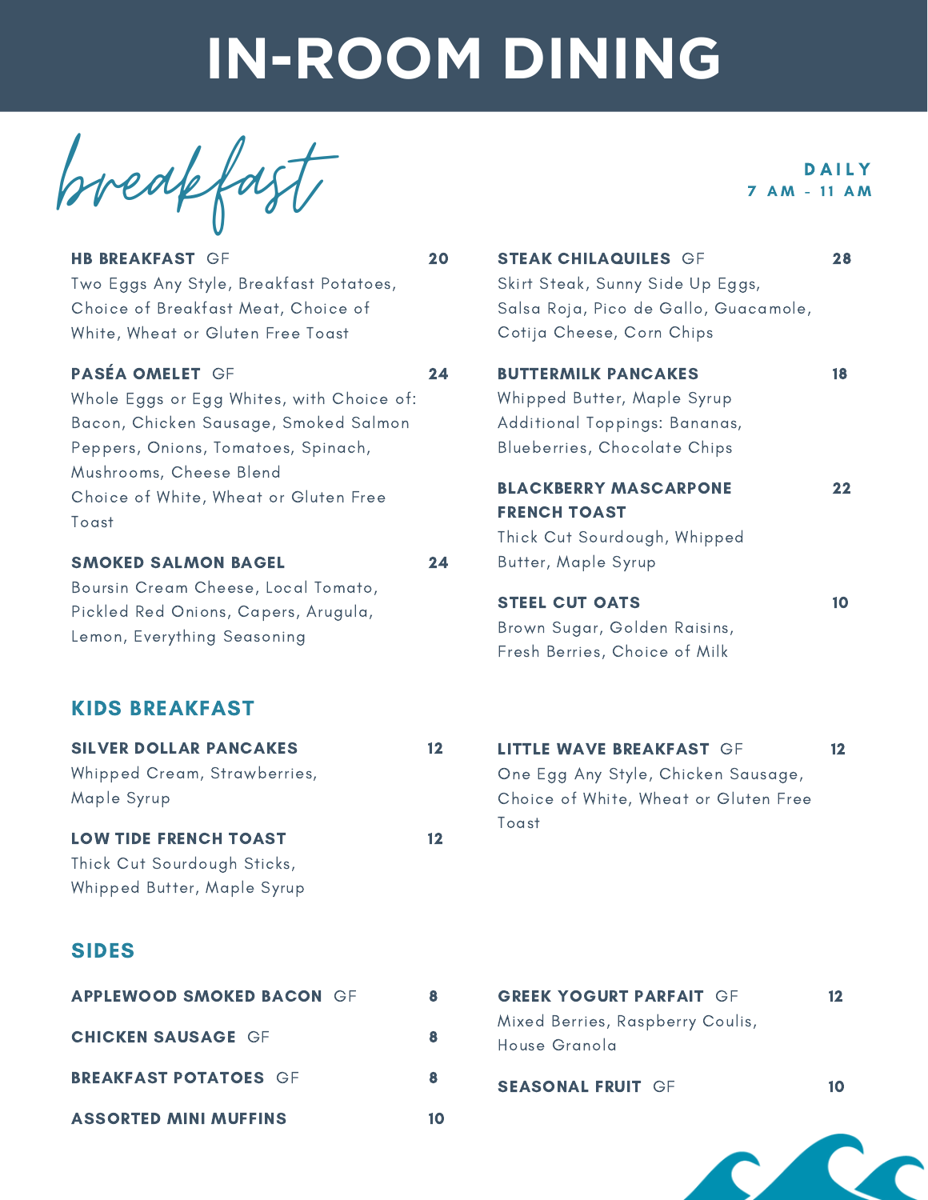# IN-ROOM DINING

## *breakfast*

**DAILY**
**7 AM - 11 AM**

**HB BREAKFAST** GF — **20**
Two Eggs Any Style, Breakfast Potatoes, Choice of Breakfast Meat, Choice of White, Wheat or Gluten Free Toast

**PASÉA OMELET** GF — **24**
Whole Eggs or Egg Whites, with Choice of: Bacon, Chicken Sausage, Smoked Salmon Peppers, Onions, Tomatoes, Spinach, Mushrooms, Cheese Blend
Choice of White, Wheat or Gluten Free Toast

**SMOKED SALMON BAGEL** — **24**
Boursin Cream Cheese, Local Tomato, Pickled Red Onions, Capers, Arugula, Lemon, Everything Seasoning

**STEAK CHILAQUILES** GF — **28**
Skirt Steak, Sunny Side Up Eggs, Salsa Roja, Pico de Gallo, Guacamole, Cotija Cheese, Corn Chips

**BUTTERMILK PANCAKES** — **18**
Whipped Butter, Maple Syrup
Additional Toppings: Bananas, Blueberries, Chocolate Chips

**BLACKBERRY MASCARPONE FRENCH TOAST** — **22**
Thick Cut Sourdough, Whipped Butter, Maple Syrup

**STEEL CUT OATS** — **10**
Brown Sugar, Golden Raisins, Fresh Berries, Choice of Milk

## KIDS BREAKFAST

**SILVER DOLLAR PANCAKES** — **12**
Whipped Cream, Strawberries, Maple Syrup

**LOW TIDE FRENCH TOAST** — **12**
Thick Cut Sourdough Sticks, Whipped Butter, Maple Syrup

**LITTLE WAVE BREAKFAST** GF — **12**
One Egg Any Style, Chicken Sausage, Choice of White, Wheat or Gluten Free Toast

## SIDES

**APPLEWOOD SMOKED BACON** GF — **8**

**CHICKEN SAUSAGE** GF — **8**

**BREAKFAST POTATOES** GF — **8**

**ASSORTED MINI MUFFINS** — **10**

**GREEK YOGURT PARFAIT** GF — **12**
Mixed Berries, Raspberry Coulis, House Granola

**SEASONAL FRUIT** GF — **10**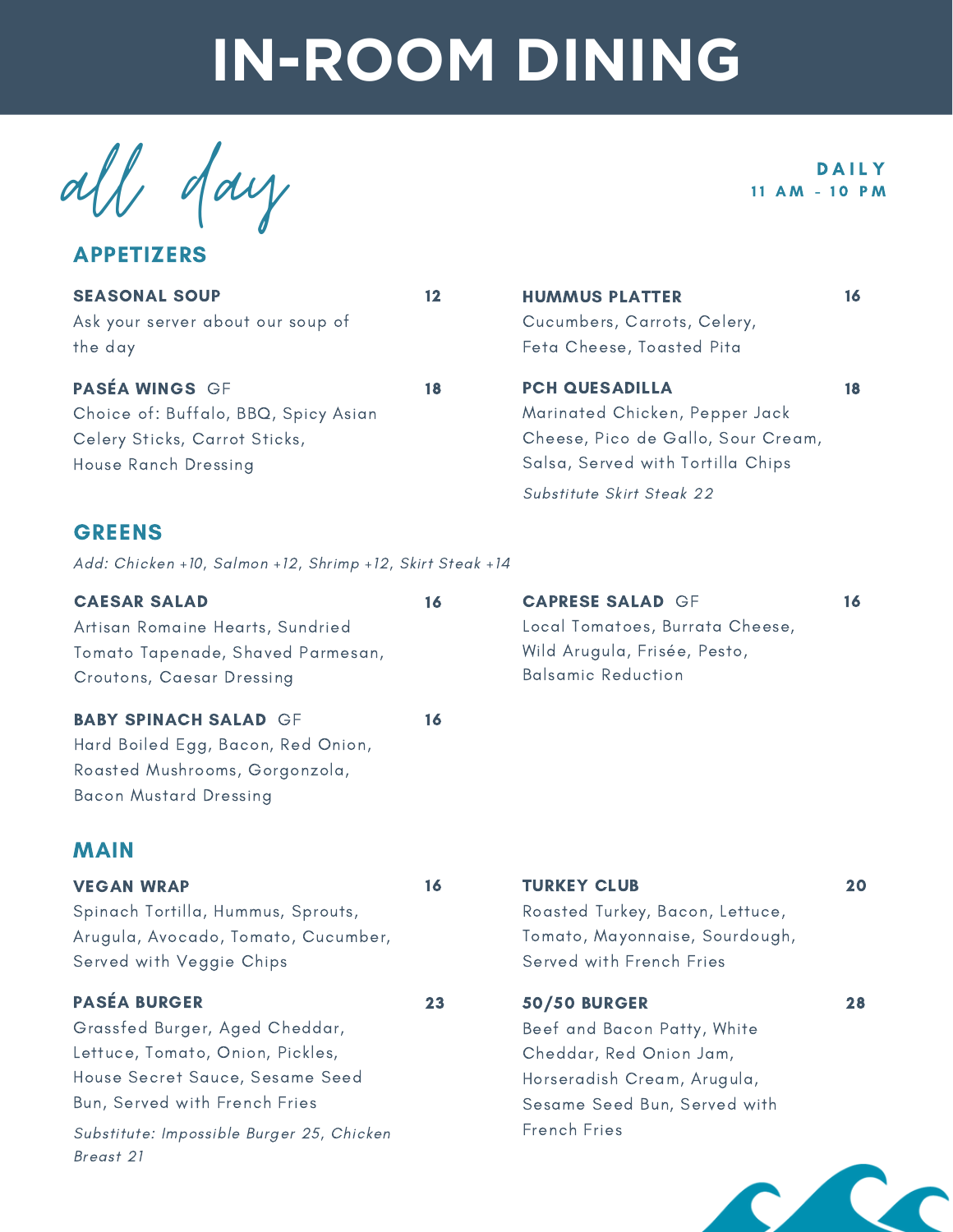# IN-ROOM DINING

## all day

**DAILY**
**11 AM - 10 PM**

### APPETIZERS

**SEASONAL SOUP** — 12
Ask your server about our soup of the day

**PASÉA WINGS** GF — 18
Choice of: Buffalo, BBQ, Spicy Asian
Celery Sticks, Carrot Sticks,
House Ranch Dressing

**HUMMUS PLATTER** — 16
Cucumbers, Carrots, Celery,
Feta Cheese, Toasted Pita

**PCH QUESADILLA** — 18
Marinated Chicken, Pepper Jack Cheese, Pico de Gallo, Sour Cream, Salsa, Served with Tortilla Chips

*Substitute Skirt Steak 22*

### GREENS

*Add: Chicken +10, Salmon +12, Shrimp +12, Skirt Steak +14*

**CAESAR SALAD** — 16
Artisan Romaine Hearts, Sundried Tomato Tapenade, Shaved Parmesan, Croutons, Caesar Dressing

**BABY SPINACH SALAD** GF — 16
Hard Boiled Egg, Bacon, Red Onion, Roasted Mushrooms, Gorgonzola, Bacon Mustard Dressing

**CAPRESE SALAD** GF — 16
Local Tomatoes, Burrata Cheese, Wild Arugula, Frisée, Pesto, Balsamic Reduction

### MAIN

**VEGAN WRAP** — 16
Spinach Tortilla, Hummus, Sprouts, Arugula, Avocado, Tomato, Cucumber, Served with Veggie Chips

**PASÉA BURGER** — 23
Grassfed Burger, Aged Cheddar, Lettuce, Tomato, Onion, Pickles, House Secret Sauce, Sesame Seed Bun, Served with French Fries

*Substitute: Impossible Burger 25, Chicken Breast 21*

**TURKEY CLUB** — 20
Roasted Turkey, Bacon, Lettuce, Tomato, Mayonnaise, Sourdough, Served with French Fries

**50/50 BURGER** — 28
Beef and Bacon Patty, White Cheddar, Red Onion Jam, Horseradish Cream, Arugula, Sesame Seed Bun, Served with French Fries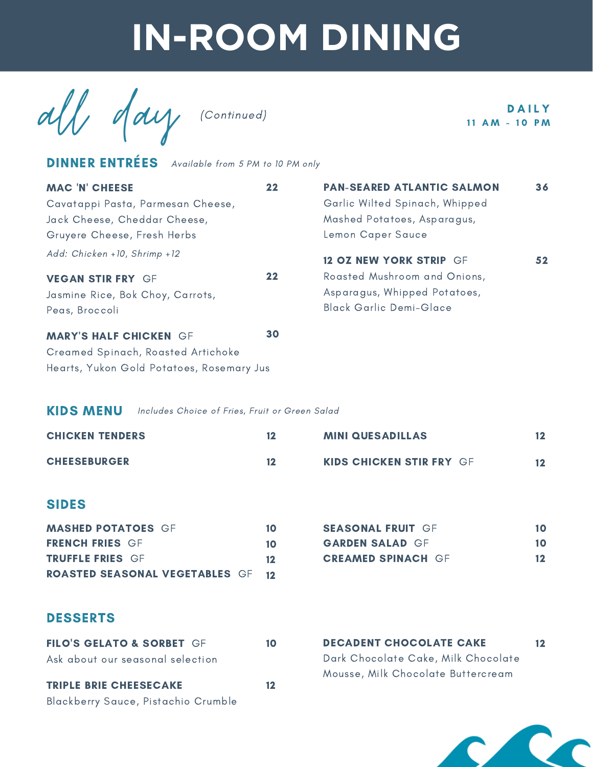# IN-ROOM DINING

## all day *(Continued)*

**DAILY**
**11 AM - 10 PM**

### DINNER ENTRÉES

*Available from 5 PM to 10 PM only*

**MAC 'N' CHEESE** — 22
Cavatappi Pasta, Parmesan Cheese, Jack Cheese, Cheddar Cheese, Gruyere Cheese, Fresh Herbs
*Add: Chicken +10, Shrimp +12*

**VEGAN STIR FRY** GF — 22
Jasmine Rice, Bok Choy, Carrots, Peas, Broccoli

**MARY'S HALF CHICKEN** GF — 30
Creamed Spinach, Roasted Artichoke Hearts, Yukon Gold Potatoes, Rosemary Jus

**PAN-SEARED ATLANTIC SALMON** — 36
Garlic Wilted Spinach, Whipped Mashed Potatoes, Asparagus, Lemon Caper Sauce

**12 OZ NEW YORK STRIP** GF — 52
Roasted Mushroom and Onions, Asparagus, Whipped Potatoes, Black Garlic Demi-Glace

### KIDS MENU

*Includes Choice of Fries, Fruit or Green Salad*

**CHICKEN TENDERS** — 12

**CHEESEBURGER** — 12

**MINI QUESADILLAS** — 12

**KIDS CHICKEN STIR FRY** GF — 12

### SIDES

**MASHED POTATOES** GF — 10
**FRENCH FRIES** GF — 10
**TRUFFLE FRIES** GF — 12
**ROASTED SEASONAL VEGETABLES** GF — 12
**SEASONAL FRUIT** GF — 10
**GARDEN SALAD** GF — 10
**CREAMED SPINACH** GF — 12

### DESSERTS

**FILO'S GELATO & SORBET** GF — 10
Ask about our seasonal selection

**TRIPLE BRIE CHEESECAKE** — 12
Blackberry Sauce, Pistachio Crumble

**DECADENT CHOCOLATE CAKE** — 12
Dark Chocolate Cake, Milk Chocolate Mousse, Milk Chocolate Buttercream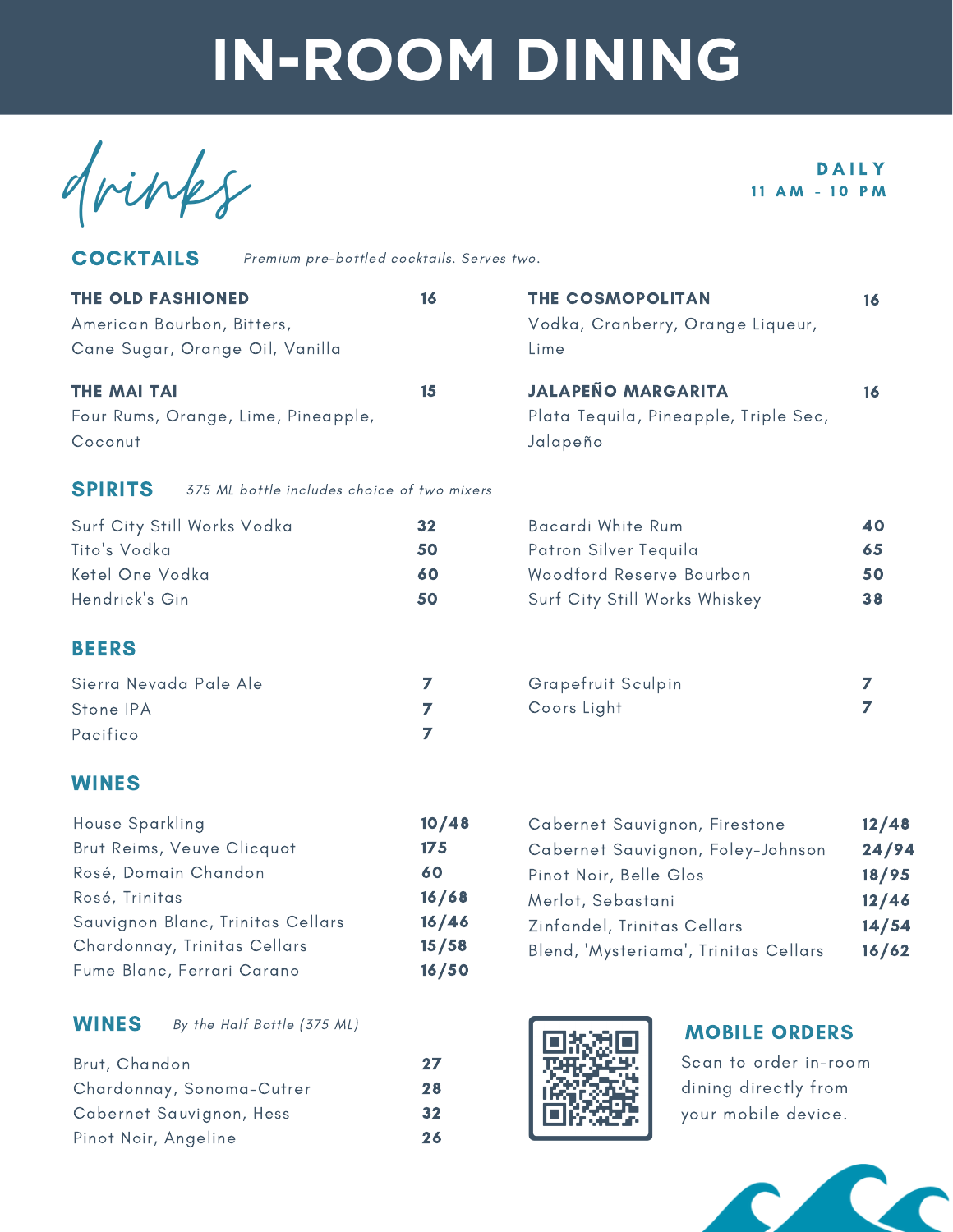# IN-ROOM DINING

## drinks

**DAILY**
**11 AM - 10 PM**

### COCKTAILS

*Premium pre-bottled cocktails. Serves two.*

**THE OLD FASHIONED** — **16**
American Bourbon, Bitters, Cane Sugar, Orange Oil, Vanilla

**THE MAI TAI** — **15**
Four Rums, Orange, Lime, Pineapple, Coconut

**THE COSMOPOLITAN** — **16**
Vodka, Cranberry, Orange Liqueur, Lime

**JALAPEÑO MARGARITA** — **16**
Plata Tequila, Pineapple, Triple Sec, Jalapeño

### SPIRITS

*375 ML bottle includes choice of two mixers*

| | |
|---|---|
| Surf City Still Works Vodka | **32** |
| Tito's Vodka | **50** |
| Ketel One Vodka | **60** |
| Hendrick's Gin | **50** |
| Bacardi White Rum | **40** |
| Patron Silver Tequila | **65** |
| Woodford Reserve Bourbon | **50** |
| Surf City Still Works Whiskey | **38** |

### BEERS

| | |
|---|---|
| Sierra Nevada Pale Ale | **7** |
| Stone IPA | **7** |
| Pacifico | **7** |
| Grapefruit Sculpin | **7** |
| Coors Light | **7** |

### WINES

| | |
|---|---|
| House Sparkling | **10/48** |
| Brut Reims, Veuve Clicquot | **175** |
| Rosé, Domain Chandon | **60** |
| Rosé, Trinitas | **16/68** |
| Sauvignon Blanc, Trinitas Cellars | **16/46** |
| Chardonnay, Trinitas Cellars | **15/58** |
| Fume Blanc, Ferrari Carano | **16/50** |
| Cabernet Sauvignon, Firestone | **12/48** |
| Cabernet Sauvignon, Foley-Johnson | **24/94** |
| Pinot Noir, Belle Glos | **18/95** |
| Merlot, Sebastani | **12/46** |
| Zinfandel, Trinitas Cellars | **14/54** |
| Blend, 'Mysteriama', Trinitas Cellars | **16/62** |

### WINES

*By the Half Bottle (375 ML)*

| | |
|---|---|
| Brut, Chandon | **27** |
| Chardonnay, Sonoma-Cutrer | **28** |
| Cabernet Sauvignon, Hess | **32** |
| Pinot Noir, Angeline | **26** |

### MOBILE ORDERS

Scan to order in-room dining directly from your mobile device.